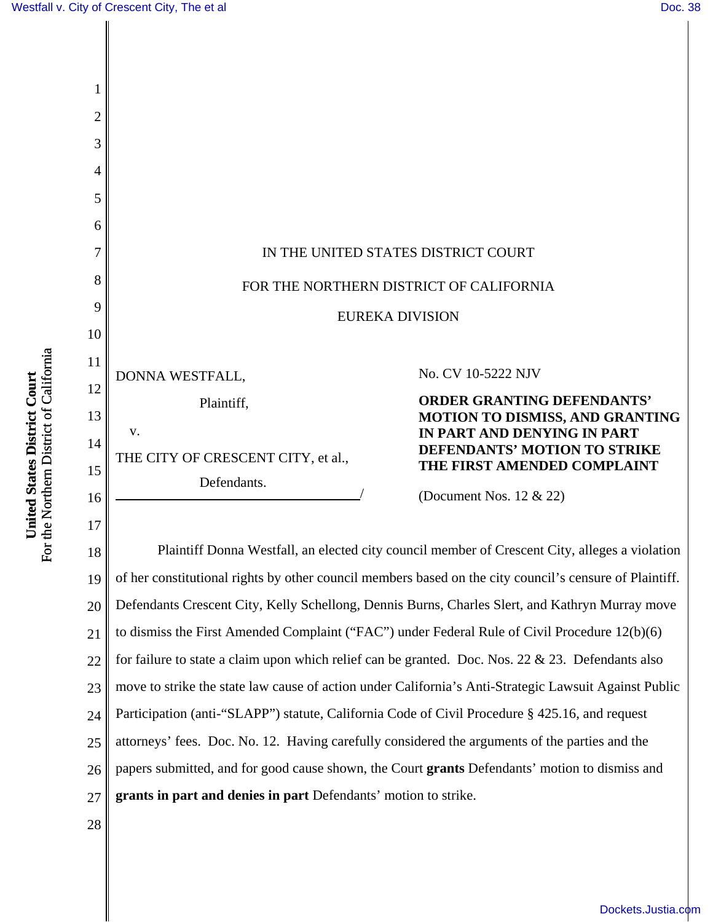IN THE UNITED STATES DISTRICT COURT

FOR THE NORTHERN DISTRICT OF CALIFORNIA

EUREKA DIVISION

DONNA WESTFALL,

Plaintiff,

v.

THE CITY OF CRESCENT CITY, et al.,

Defendants.

/

No. CV 10-5222 NJV

**ORDER GRANTING DEFENDANTS' MOTION TO DISMISS, AND GRANTING IN PART AND DENYING IN PART DEFENDANTS' MOTION TO STRIKE THE FIRST AMENDED COMPLAINT**

(Document Nos. 12 & 22)

Plaintiff Donna Westfall, an elected city council member of Crescent City, alleges a violation of her constitutional rights by other council members based on the city council's censure of Plaintiff. Defendants Crescent City, Kelly Schellong, Dennis Burns, Charles Slert, and Kathryn Murray move to dismiss the First Amended Complaint ("FAC") under Federal Rule of Civil Procedure 12(b)(6) for failure to state a claim upon which relief can be granted. Doc. Nos. 22 & 23. Defendants also move to strike the state law cause of action under California's Anti-Strategic Lawsuit Against Public Participation (anti-"SLAPP") statute, California Code of Civil Procedure § 425.16, and request attorneys' fees. Doc. No. 12. Having carefully considered the arguments of the parties and the papers submitted, and for good cause shown, the Court **grants** Defendants' motion to dismiss and **grants in part and denies in part** Defendants' motion to strike.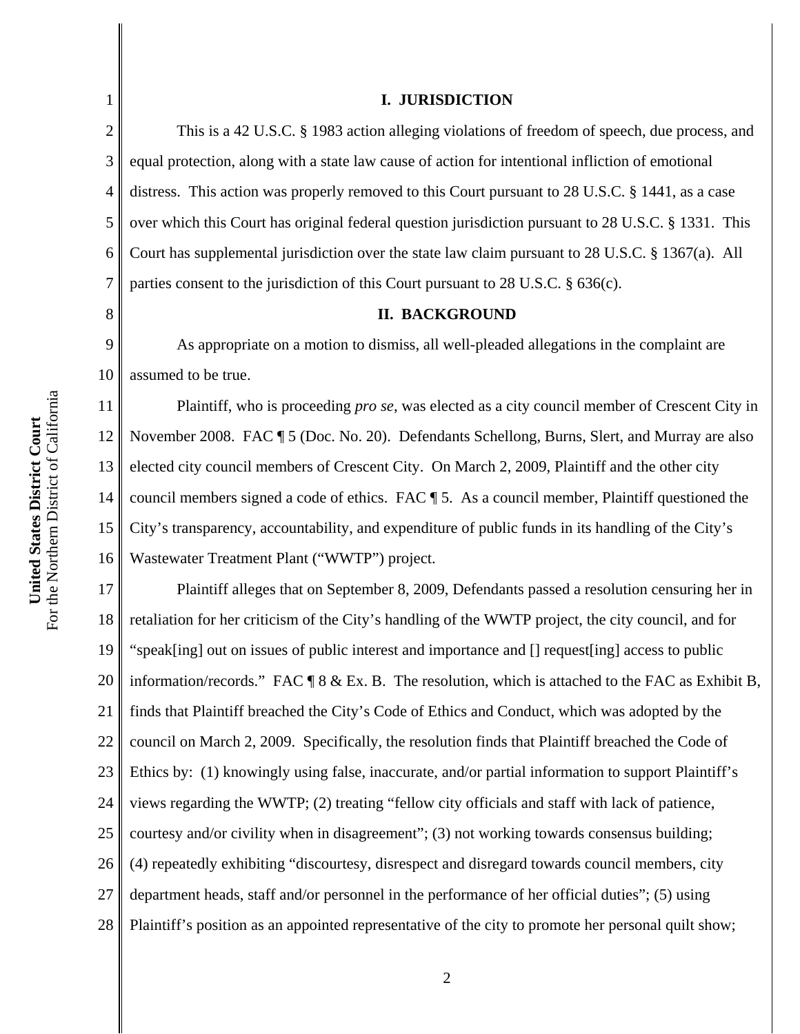## I. JURISDICTION

This is a 42 U.S.C. § 1983 action alleging violations of freedom of speech, due process, and equal protection, along with a state law cause of action for intentional infliction of emotional distress. This action was properly removed to this Court pursuant to 28 U.S.C. § 1441, as a case over which this Court has original federal question jurisdiction pursuant to 28 U.S.C. § 1331. This Court has supplemental jurisdiction over the state law claim pursuant to 28 U.S.C. § 1367(a). All parties consent to the jurisdiction of this Court pursuant to 28 U.S.C. § 636(c).

## II. BACKGROUND

As appropriate on a motion to dismiss, all well-pleaded allegations in the complaint are assumed to be true.

Plaintiff, who is proceeding *pro se*, was elected as a city council member of Crescent City in November 2008. FAC ¶ 5 (Doc. No. 20). Defendants Schellong, Burns, Slert, and Murray are also elected city council members of Crescent City. On March 2, 2009, Plaintiff and the other city council members signed a code of ethics. FAC ¶ 5. As a council member, Plaintiff questioned the City's transparency, accountability, and expenditure of public funds in its handling of the City's Wastewater Treatment Plant ("WWTP") project.

Plaintiff alleges that on September 8, 2009, Defendants passed a resolution censuring her in retaliation for her criticism of the City's handling of the WWTP project, the city council, and for "speak[ing] out on issues of public interest and importance and [] request[ing] access to public information/records." FAC ¶ 8 & Ex. B. The resolution, which is attached to the FAC as Exhibit B, finds that Plaintiff breached the City's Code of Ethics and Conduct, which was adopted by the council on March 2, 2009. Specifically, the resolution finds that Plaintiff breached the Code of Ethics by: (1) knowingly using false, inaccurate, and/or partial information to support Plaintiff's views regarding the WWTP; (2) treating "fellow city officials and staff with lack of patience, courtesy and/or civility when in disagreement"; (3) not working towards consensus building; (4) repeatedly exhibiting "discourtesy, disrespect and disregard towards council members, city department heads, staff and/or personnel in the performance of her official duties"; (5) using Plaintiff's position as an appointed representative of the city to promote her personal quilt show;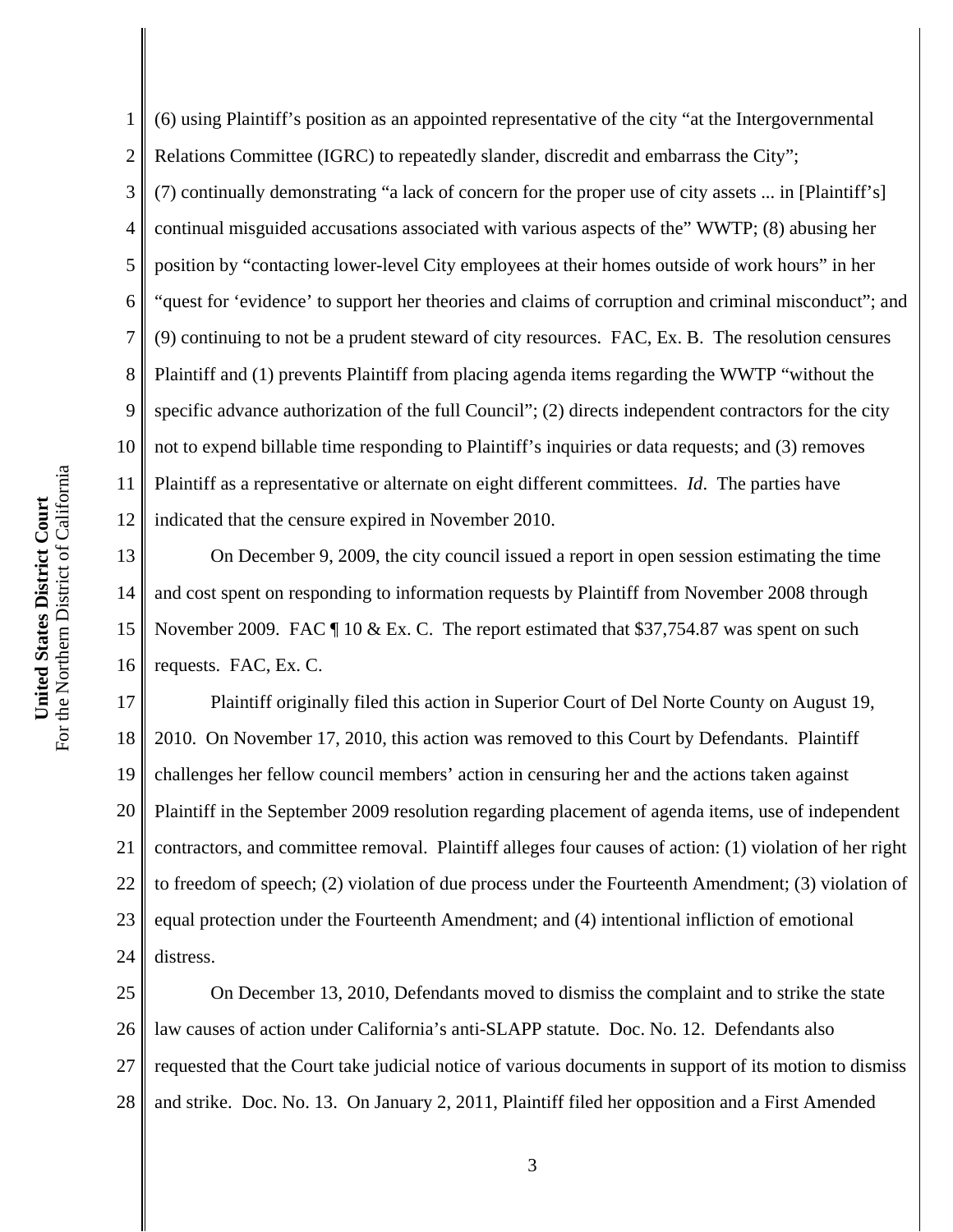(6) using Plaintiff's position as an appointed representative of the city "at the Intergovernmental Relations Committee (IGRC) to repeatedly slander, discredit and embarrass the City"; (7) continually demonstrating "a lack of concern for the proper use of city assets ... in [Plaintiff's] continual misguided accusations associated with various aspects of the" WWTP; (8) abusing her position by "contacting lower-level City employees at their homes outside of work hours" in her "quest for 'evidence' to support her theories and claims of corruption and criminal misconduct"; and (9) continuing to not be a prudent steward of city resources. FAC, Ex. B. The resolution censures Plaintiff and (1) prevents Plaintiff from placing agenda items regarding the WWTP "without the specific advance authorization of the full Council"; (2) directs independent contractors for the city not to expend billable time responding to Plaintiff's inquiries or data requests; and (3) removes Plaintiff as a representative or alternate on eight different committees. *Id*. The parties have indicated that the censure expired in November 2010.

On December 9, 2009, the city council issued a report in open session estimating the time and cost spent on responding to information requests by Plaintiff from November 2008 through November 2009. FAC ¶ 10 & Ex. C. The report estimated that $37,754.87 was spent on such requests. FAC, Ex. C.

Plaintiff originally filed this action in Superior Court of Del Norte County on August 19, 2010. On November 17, 2010, this action was removed to this Court by Defendants. Plaintiff challenges her fellow council members' action in censuring her and the actions taken against Plaintiff in the September 2009 resolution regarding placement of agenda items, use of independent contractors, and committee removal. Plaintiff alleges four causes of action: (1) violation of her right to freedom of speech; (2) violation of due process under the Fourteenth Amendment; (3) violation of equal protection under the Fourteenth Amendment; and (4) intentional infliction of emotional distress.

On December 13, 2010, Defendants moved to dismiss the complaint and to strike the state law causes of action under California's anti-SLAPP statute. Doc. No. 12. Defendants also requested that the Court take judicial notice of various documents in support of its motion to dismiss and strike. Doc. No. 13. On January 2, 2011, Plaintiff filed her opposition and a First Amended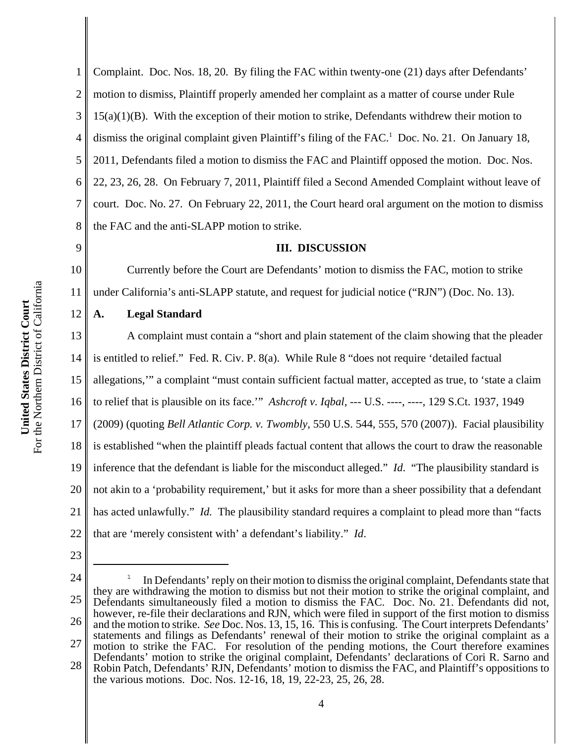Complaint. Doc. Nos. 18, 20. By filing the FAC within twenty-one (21) days after Defendants' motion to dismiss, Plaintiff properly amended her complaint as a matter of course under Rule 15(a)(1)(B). With the exception of their motion to strike, Defendants withdrew their motion to dismiss the original complaint given Plaintiff's filing of the FAC.[1] Doc. No. 21. On January 18, 2011, Defendants filed a motion to dismiss the FAC and Plaintiff opposed the motion. Doc. Nos. 22, 23, 26, 28. On February 7, 2011, Plaintiff filed a Second Amended Complaint without leave of court. Doc. No. 27. On February 22, 2011, the Court heard oral argument on the motion to dismiss the FAC and the anti-SLAPP motion to strike.

## III. DISCUSSION

Currently before the Court are Defendants' motion to dismiss the FAC, motion to strike under California's anti-SLAPP statute, and request for judicial notice ("RJN") (Doc. No. 13).

### A. Legal Standard

A complaint must contain a "short and plain statement of the claim showing that the pleader is entitled to relief." Fed. R. Civ. P. 8(a). While Rule 8 "does not require 'detailed factual allegations,'" a complaint "must contain sufficient factual matter, accepted as true, to 'state a claim to relief that is plausible on its face.'" *Ashcroft v. Iqbal*, --- U.S. ----, ----, 129 S.Ct. 1937, 1949 (2009) (quoting *Bell Atlantic Corp. v. Twombly*, 550 U.S. 544, 555, 570 (2007)). Facial plausibility is established "when the plaintiff pleads factual content that allows the court to draw the reasonable inference that the defendant is liable for the misconduct alleged." *Id.* "The plausibility standard is not akin to a 'probability requirement,' but it asks for more than a sheer possibility that a defendant has acted unlawfully." *Id.* The plausibility standard requires a complaint to plead more than "facts that are 'merely consistent with' a defendant's liability." *Id*.

---

[1] In Defendants' reply on their motion to dismiss the original complaint, Defendants state that they are withdrawing the motion to dismiss but not their motion to strike the original complaint, and Defendants simultaneously filed a motion to dismiss the FAC. Doc. No. 21. Defendants did not, however, re-file their declarations and RJN, which were filed in support of the first motion to dismiss and the motion to strike. *See* Doc. Nos. 13, 15, 16. This is confusing. The Court interprets Defendants' statements and filings as Defendants' renewal of their motion to strike the original complaint as a motion to strike the FAC. For resolution of the pending motions, the Court therefore examines Defendants' motion to strike the original complaint, Defendants' declarations of Cori R. Sarno and Robin Patch, Defendants' RJN, Defendants' motion to dismiss the FAC, and Plaintiff's oppositions to the various motions. Doc. Nos. 12-16, 18, 19, 22-23, 25, 26, 28.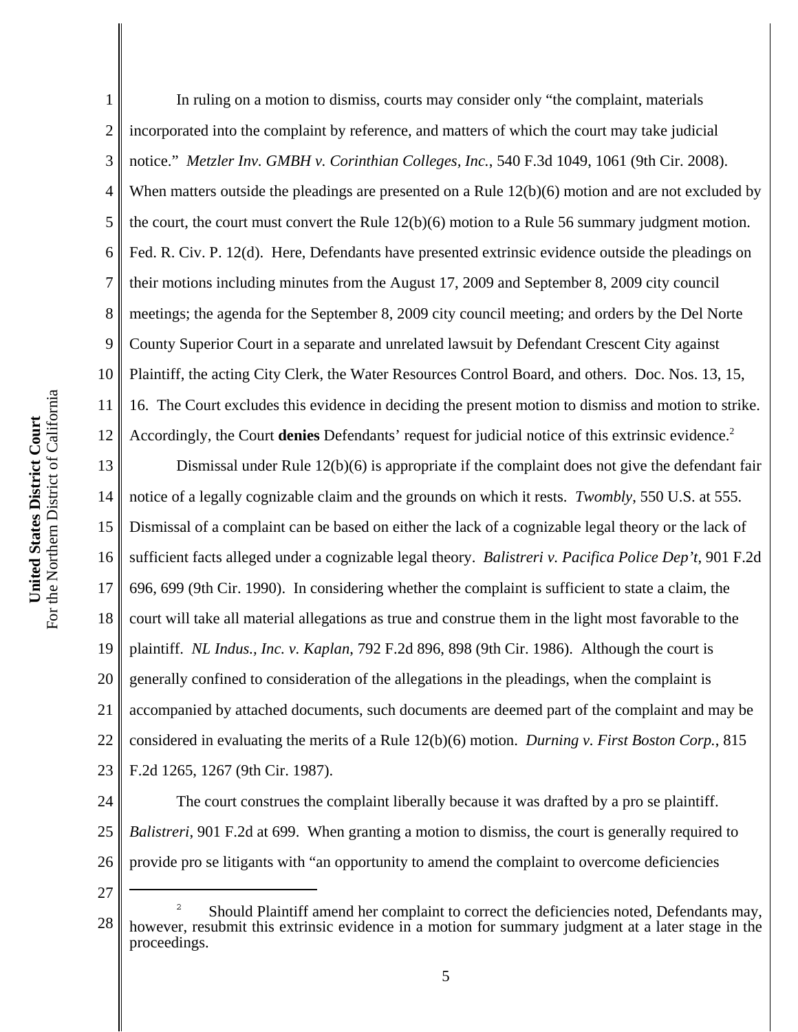In ruling on a motion to dismiss, courts may consider only "the complaint, materials incorporated into the complaint by reference, and matters of which the court may take judicial notice." *Metzler Inv. GMBH v. Corinthian Colleges, Inc.*, 540 F.3d 1049, 1061 (9th Cir. 2008). When matters outside the pleadings are presented on a Rule 12(b)(6) motion and are not excluded by the court, the court must convert the Rule 12(b)(6) motion to a Rule 56 summary judgment motion. Fed. R. Civ. P. 12(d). Here, Defendants have presented extrinsic evidence outside the pleadings on their motions including minutes from the August 17, 2009 and September 8, 2009 city council meetings; the agenda for the September 8, 2009 city council meeting; and orders by the Del Norte County Superior Court in a separate and unrelated lawsuit by Defendant Crescent City against Plaintiff, the acting City Clerk, the Water Resources Control Board, and others. Doc. Nos. 13, 15, 16. The Court excludes this evidence in deciding the present motion to dismiss and motion to strike. Accordingly, the Court **denies** Defendants' request for judicial notice of this extrinsic evidence.[2]

Dismissal under Rule 12(b)(6) is appropriate if the complaint does not give the defendant fair notice of a legally cognizable claim and the grounds on which it rests. *Twombly*, 550 U.S. at 555. Dismissal of a complaint can be based on either the lack of a cognizable legal theory or the lack of sufficient facts alleged under a cognizable legal theory. *Balistreri v. Pacifica Police Dep't*, 901 F.2d 696, 699 (9th Cir. 1990). In considering whether the complaint is sufficient to state a claim, the court will take all material allegations as true and construe them in the light most favorable to the plaintiff. *NL Indus., Inc. v. Kaplan*, 792 F.2d 896, 898 (9th Cir. 1986). Although the court is generally confined to consideration of the allegations in the pleadings, when the complaint is accompanied by attached documents, such documents are deemed part of the complaint and may be considered in evaluating the merits of a Rule 12(b)(6) motion. *Durning v. First Boston Corp.*, 815 F.2d 1265, 1267 (9th Cir. 1987).

The court construes the complaint liberally because it was drafted by a pro se plaintiff. *Balistreri*, 901 F.2d at 699. When granting a motion to dismiss, the court is generally required to provide pro se litigants with "an opportunity to amend the complaint to overcome deficiencies

---

[2] Should Plaintiff amend her complaint to correct the deficiencies noted, Defendants may, however, resubmit this extrinsic evidence in a motion for summary judgment at a later stage in the proceedings.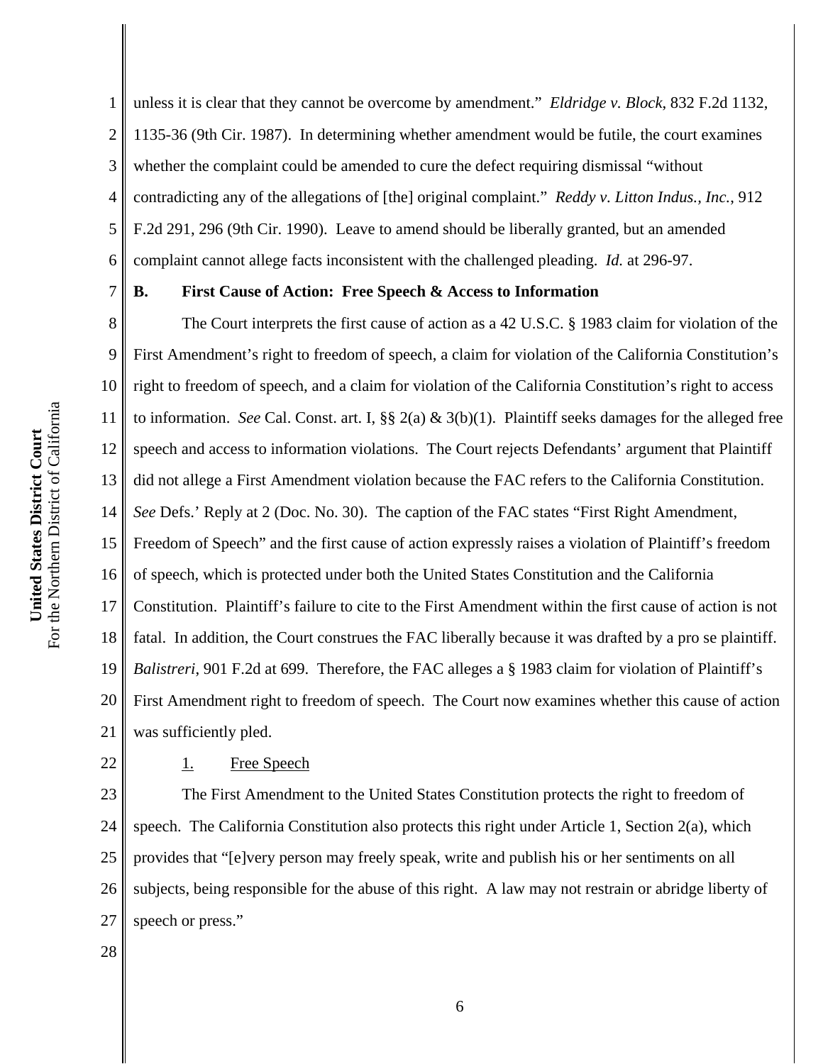unless it is clear that they cannot be overcome by amendment." *Eldridge v. Block*, 832 F.2d 1132, 1135-36 (9th Cir. 1987). In determining whether amendment would be futile, the court examines whether the complaint could be amended to cure the defect requiring dismissal "without contradicting any of the allegations of [the] original complaint." *Reddy v. Litton Indus., Inc.*, 912 F.2d 291, 296 (9th Cir. 1990). Leave to amend should be liberally granted, but an amended complaint cannot allege facts inconsistent with the challenged pleading. *Id.* at 296-97.

**B. First Cause of Action: Free Speech & Access to Information**

The Court interprets the first cause of action as a 42 U.S.C. § 1983 claim for violation of the First Amendment's right to freedom of speech, a claim for violation of the California Constitution's right to freedom of speech, and a claim for violation of the California Constitution's right to access to information. *See* Cal. Const. art. I, §§ 2(a) & 3(b)(1). Plaintiff seeks damages for the alleged free speech and access to information violations. The Court rejects Defendants' argument that Plaintiff did not allege a First Amendment violation because the FAC refers to the California Constitution. *See* Defs.' Reply at 2 (Doc. No. 30). The caption of the FAC states "First Right Amendment, Freedom of Speech" and the first cause of action expressly raises a violation of Plaintiff's freedom of speech, which is protected under both the United States Constitution and the California Constitution. Plaintiff's failure to cite to the First Amendment within the first cause of action is not fatal. In addition, the Court construes the FAC liberally because it was drafted by a pro se plaintiff. *Balistreri*, 901 F.2d at 699. Therefore, the FAC alleges a § 1983 claim for violation of Plaintiff's First Amendment right to freedom of speech. The Court now examines whether this cause of action was sufficiently pled.

1. Free Speech

The First Amendment to the United States Constitution protects the right to freedom of speech. The California Constitution also protects this right under Article 1, Section 2(a), which provides that "[e]very person may freely speak, write and publish his or her sentiments on all subjects, being responsible for the abuse of this right. A law may not restrain or abridge liberty of speech or press."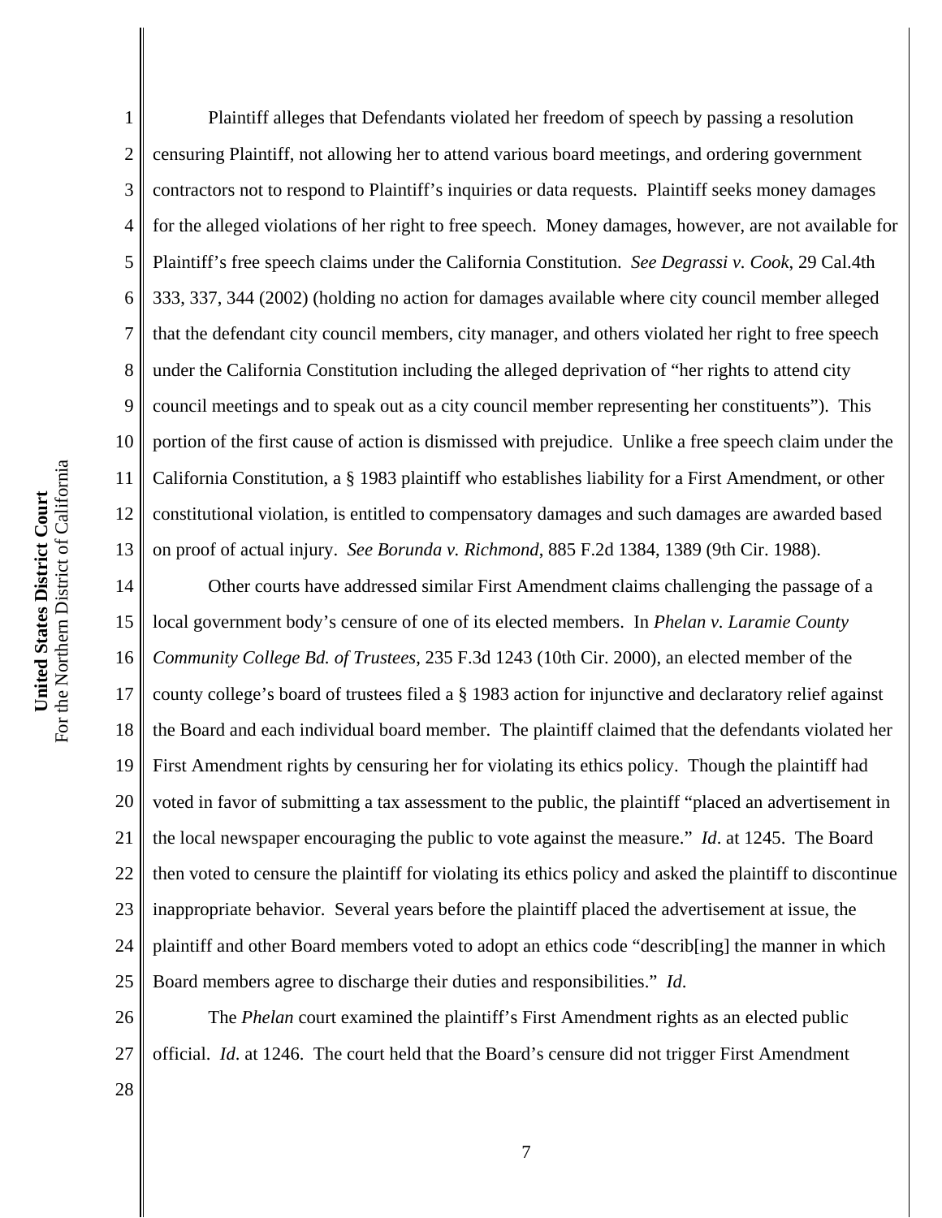Plaintiff alleges that Defendants violated her freedom of speech by passing a resolution censuring Plaintiff, not allowing her to attend various board meetings, and ordering government contractors not to respond to Plaintiff's inquiries or data requests. Plaintiff seeks money damages for the alleged violations of her right to free speech. Money damages, however, are not available for Plaintiff's free speech claims under the California Constitution. *See Degrassi v. Cook*, 29 Cal.4th 333, 337, 344 (2002) (holding no action for damages available where city council member alleged that the defendant city council members, city manager, and others violated her right to free speech under the California Constitution including the alleged deprivation of "her rights to attend city council meetings and to speak out as a city council member representing her constituents"). This portion of the first cause of action is dismissed with prejudice. Unlike a free speech claim under the California Constitution, a § 1983 plaintiff who establishes liability for a First Amendment, or other constitutional violation, is entitled to compensatory damages and such damages are awarded based on proof of actual injury. *See Borunda v. Richmond*, 885 F.2d 1384, 1389 (9th Cir. 1988).

Other courts have addressed similar First Amendment claims challenging the passage of a local government body's censure of one of its elected members. In *Phelan v. Laramie County Community College Bd. of Trustees*, 235 F.3d 1243 (10th Cir. 2000), an elected member of the county college's board of trustees filed a § 1983 action for injunctive and declaratory relief against the Board and each individual board member. The plaintiff claimed that the defendants violated her First Amendment rights by censuring her for violating its ethics policy. Though the plaintiff had voted in favor of submitting a tax assessment to the public, the plaintiff "placed an advertisement in the local newspaper encouraging the public to vote against the measure." *Id*. at 1245. The Board then voted to censure the plaintiff for violating its ethics policy and asked the plaintiff to discontinue inappropriate behavior. Several years before the plaintiff placed the advertisement at issue, the plaintiff and other Board members voted to adopt an ethics code "describ[ing] the manner in which Board members agree to discharge their duties and responsibilities." *Id*.

The *Phelan* court examined the plaintiff's First Amendment rights as an elected public official. *Id*. at 1246. The court held that the Board's censure did not trigger First Amendment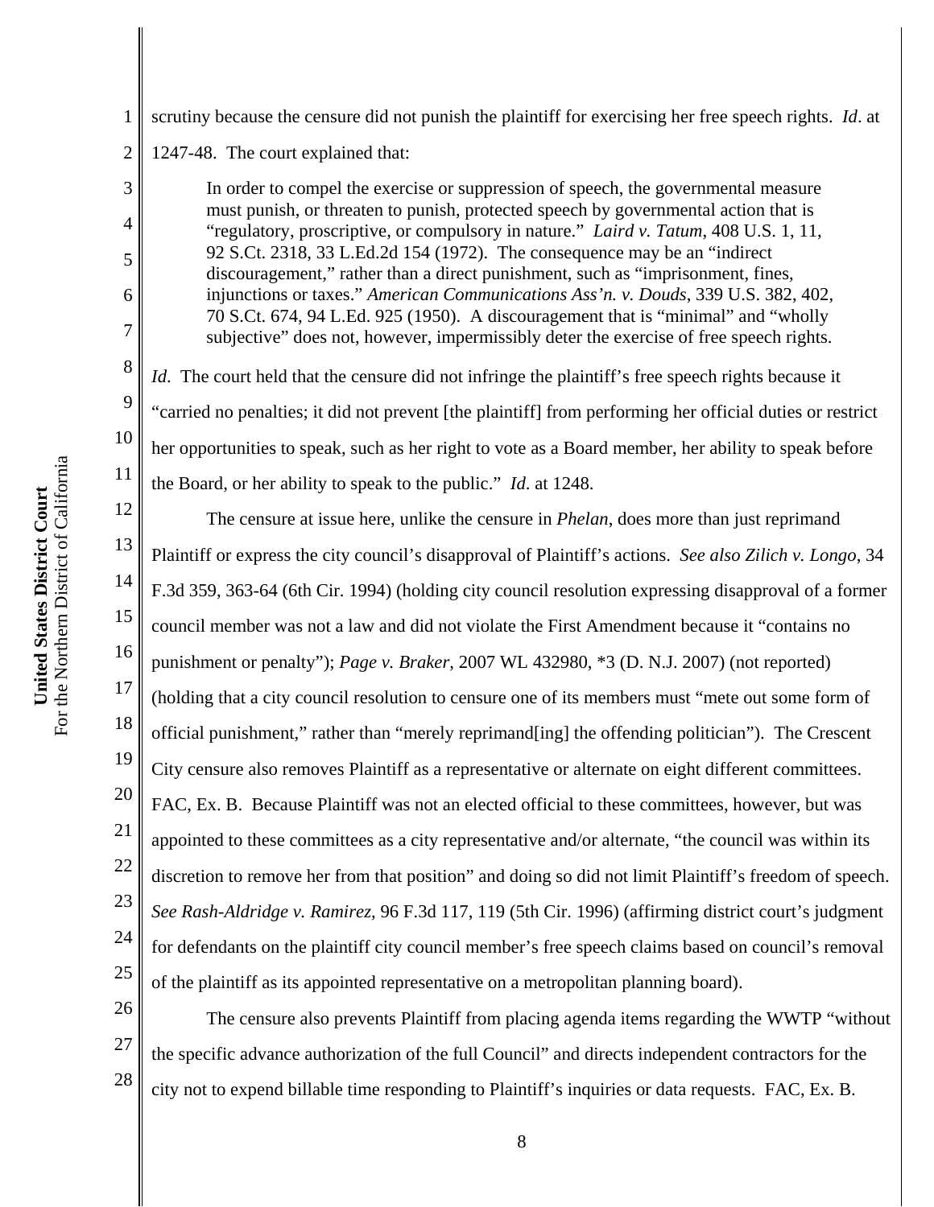scrutiny because the censure did not punish the plaintiff for exercising her free speech rights. *Id*. at 1247-48. The court explained that:

> In order to compel the exercise or suppression of speech, the governmental measure must punish, or threaten to punish, protected speech by governmental action that is "regulatory, proscriptive, or compulsory in nature." *Laird v. Tatum*, 408 U.S. 1, 11, 92 S.Ct. 2318, 33 L.Ed.2d 154 (1972). The consequence may be an "indirect discouragement," rather than a direct punishment, such as "imprisonment, fines, injunctions or taxes." *American Communications Ass'n. v. Douds*, 339 U.S. 382, 402, 70 S.Ct. 674, 94 L.Ed. 925 (1950). A discouragement that is "minimal" and "wholly subjective" does not, however, impermissibly deter the exercise of free speech rights.

*Id*. The court held that the censure did not infringe the plaintiff's free speech rights because it "carried no penalties; it did not prevent [the plaintiff] from performing her official duties or restrict her opportunities to speak, such as her right to vote as a Board member, her ability to speak before the Board, or her ability to speak to the public." *Id*. at 1248.

The censure at issue here, unlike the censure in *Phelan*, does more than just reprimand Plaintiff or express the city council's disapproval of Plaintiff's actions. *See also Zilich v. Longo*, 34 F.3d 359, 363-64 (6th Cir. 1994) (holding city council resolution expressing disapproval of a former council member was not a law and did not violate the First Amendment because it "contains no punishment or penalty"); *Page v. Braker*, 2007 WL 432980, *3 (D. N.J. 2007) (not reported) (holding that a city council resolution to censure one of its members must "mete out some form of official punishment," rather than "merely reprimand[ing] the offending politician"). The Crescent City censure also removes Plaintiff as a representative or alternate on eight different committees. FAC, Ex. B. Because Plaintiff was not an elected official to these committees, however, but was appointed to these committees as a city representative and/or alternate, "the council was within its discretion to remove her from that position" and doing so did not limit Plaintiff's freedom of speech. *See Rash-Aldridge v. Ramirez*, 96 F.3d 117, 119 (5th Cir. 1996) (affirming district court's judgment for defendants on the plaintiff city council member's free speech claims based on council's removal of the plaintiff as its appointed representative on a metropolitan planning board).

The censure also prevents Plaintiff from placing agenda items regarding the WWTP "without the specific advance authorization of the full Council" and directs independent contractors for the city not to expend billable time responding to Plaintiff's inquiries or data requests. FAC, Ex. B.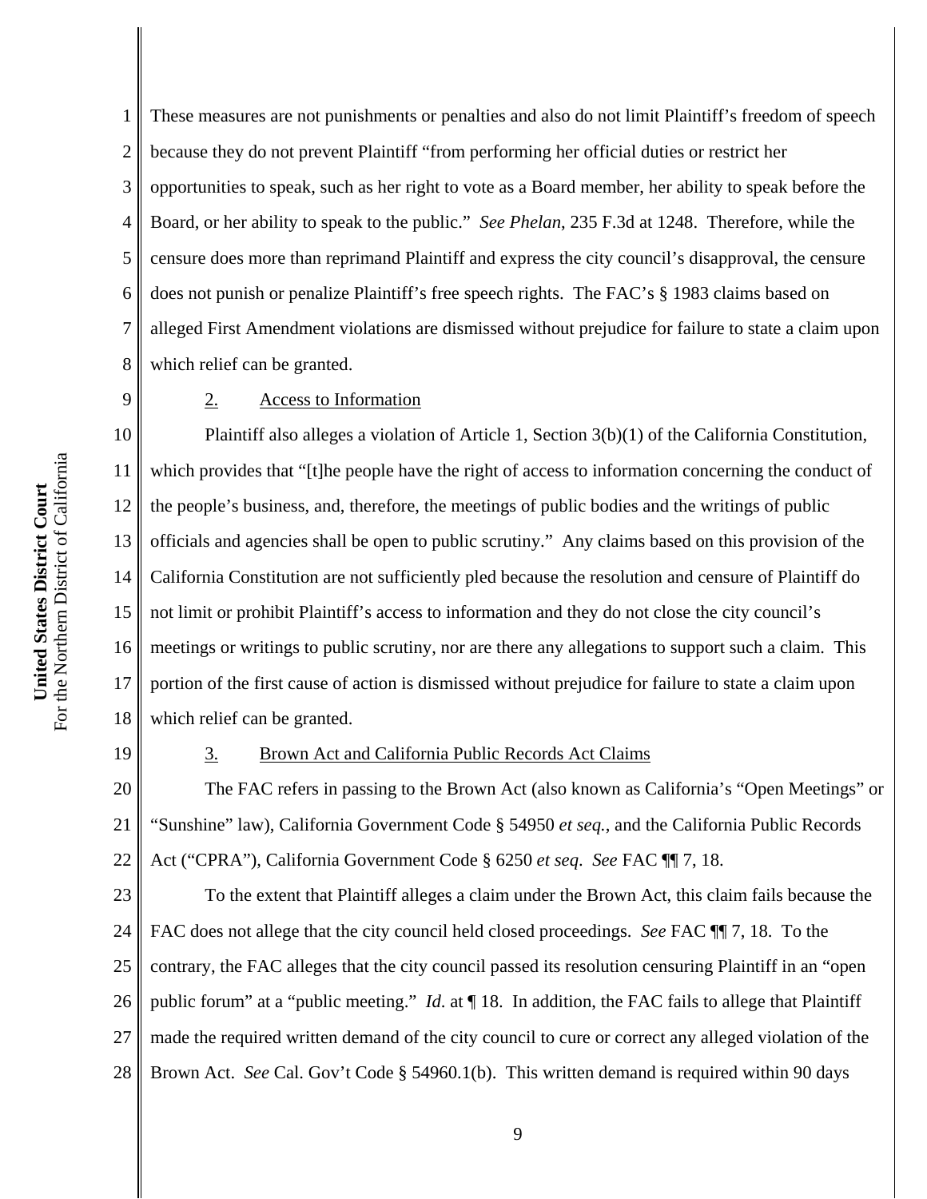These measures are not punishments or penalties and also do not limit Plaintiff's freedom of speech because they do not prevent Plaintiff "from performing her official duties or restrict her opportunities to speak, such as her right to vote as a Board member, her ability to speak before the Board, or her ability to speak to the public." *See Phelan*, 235 F.3d at 1248. Therefore, while the censure does more than reprimand Plaintiff and express the city council's disapproval, the censure does not punish or penalize Plaintiff's free speech rights. The FAC's § 1983 claims based on alleged First Amendment violations are dismissed without prejudice for failure to state a claim upon which relief can be granted.

2. Access to Information

Plaintiff also alleges a violation of Article 1, Section 3(b)(1) of the California Constitution, which provides that "[t]he people have the right of access to information concerning the conduct of the people's business, and, therefore, the meetings of public bodies and the writings of public officials and agencies shall be open to public scrutiny." Any claims based on this provision of the California Constitution are not sufficiently pled because the resolution and censure of Plaintiff do not limit or prohibit Plaintiff's access to information and they do not close the city council's meetings or writings to public scrutiny, nor are there any allegations to support such a claim. This portion of the first cause of action is dismissed without prejudice for failure to state a claim upon which relief can be granted.

3. Brown Act and California Public Records Act Claims

The FAC refers in passing to the Brown Act (also known as California's "Open Meetings" or "Sunshine" law), California Government Code § 54950 *et seq.*, and the California Public Records Act ("CPRA"), California Government Code § 6250 *et seq*. *See* FAC ¶¶ 7, 18.

To the extent that Plaintiff alleges a claim under the Brown Act, this claim fails because the FAC does not allege that the city council held closed proceedings. *See* FAC ¶¶ 7, 18. To the contrary, the FAC alleges that the city council passed its resolution censuring Plaintiff in an "open public forum" at a "public meeting." *Id*. at ¶ 18. In addition, the FAC fails to allege that Plaintiff made the required written demand of the city council to cure or correct any alleged violation of the Brown Act. *See* Cal. Gov't Code § 54960.1(b). This written demand is required within 90 days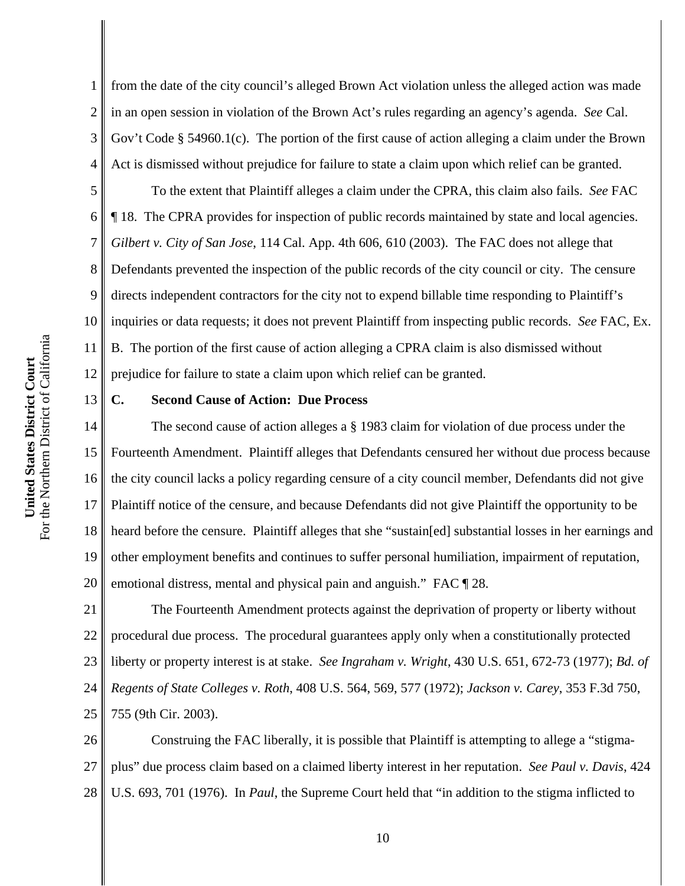from the date of the city council's alleged Brown Act violation unless the alleged action was made in an open session in violation of the Brown Act's rules regarding an agency's agenda. *See* Cal. Gov't Code § 54960.1(c). The portion of the first cause of action alleging a claim under the Brown Act is dismissed without prejudice for failure to state a claim upon which relief can be granted.

To the extent that Plaintiff alleges a claim under the CPRA, this claim also fails. *See* FAC ¶ 18. The CPRA provides for inspection of public records maintained by state and local agencies. *Gilbert v. City of San Jose*, 114 Cal. App. 4th 606, 610 (2003). The FAC does not allege that Defendants prevented the inspection of the public records of the city council or city. The censure directs independent contractors for the city not to expend billable time responding to Plaintiff's inquiries or data requests; it does not prevent Plaintiff from inspecting public records. *See* FAC, Ex. B. The portion of the first cause of action alleging a CPRA claim is also dismissed without prejudice for failure to state a claim upon which relief can be granted.

### C. Second Cause of Action: Due Process

The second cause of action alleges a § 1983 claim for violation of due process under the Fourteenth Amendment. Plaintiff alleges that Defendants censured her without due process because the city council lacks a policy regarding censure of a city council member, Defendants did not give Plaintiff notice of the censure, and because Defendants did not give Plaintiff the opportunity to be heard before the censure. Plaintiff alleges that she "sustain[ed] substantial losses in her earnings and other employment benefits and continues to suffer personal humiliation, impairment of reputation, emotional distress, mental and physical pain and anguish." FAC ¶ 28.

The Fourteenth Amendment protects against the deprivation of property or liberty without procedural due process. The procedural guarantees apply only when a constitutionally protected liberty or property interest is at stake. *See Ingraham v. Wright*, 430 U.S. 651, 672-73 (1977); *Bd. of Regents of State Colleges v. Roth*, 408 U.S. 564, 569, 577 (1972); *Jackson v. Carey*, 353 F.3d 750, 755 (9th Cir. 2003).

Construing the FAC liberally, it is possible that Plaintiff is attempting to allege a "stigma-plus" due process claim based on a claimed liberty interest in her reputation. *See Paul v. Davis*, 424 U.S. 693, 701 (1976). In *Paul*, the Supreme Court held that "in addition to the stigma inflicted to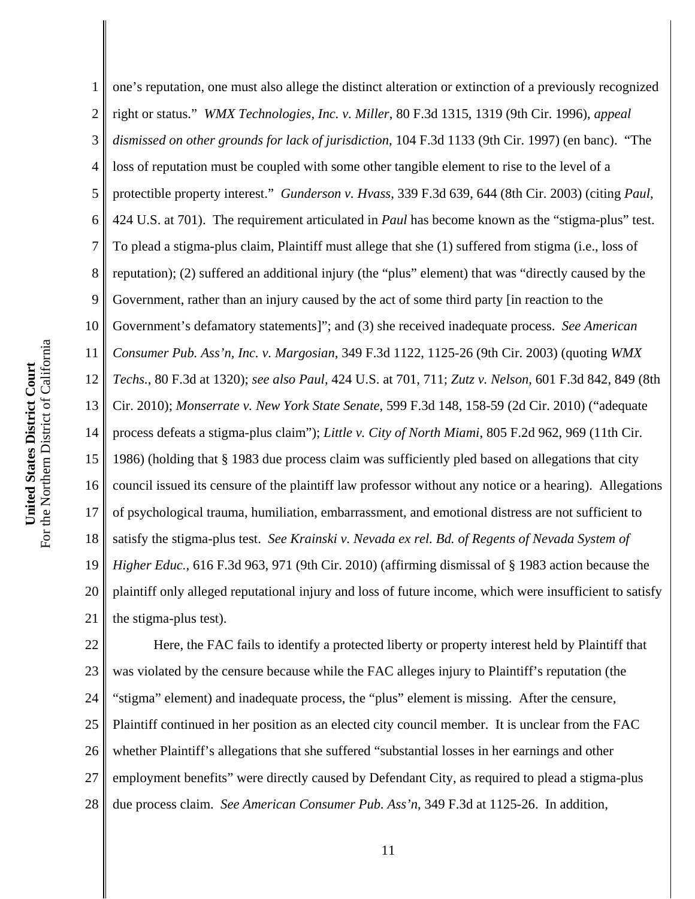one's reputation, one must also allege the distinct alteration or extinction of a previously recognized right or status." *WMX Technologies, Inc. v. Miller*, 80 F.3d 1315, 1319 (9th Cir. 1996), *appeal dismissed on other grounds for lack of jurisdiction*, 104 F.3d 1133 (9th Cir. 1997) (en banc). "The loss of reputation must be coupled with some other tangible element to rise to the level of a protectible property interest." *Gunderson v. Hvass*, 339 F.3d 639, 644 (8th Cir. 2003) (citing *Paul*, 424 U.S. at 701). The requirement articulated in *Paul* has become known as the "stigma-plus" test. To plead a stigma-plus claim, Plaintiff must allege that she (1) suffered from stigma (i.e., loss of reputation); (2) suffered an additional injury (the "plus" element) that was "directly caused by the Government, rather than an injury caused by the act of some third party [in reaction to the Government's defamatory statements]"; and (3) she received inadequate process. *See American Consumer Pub. Ass'n, Inc. v. Margosian*, 349 F.3d 1122, 1125-26 (9th Cir. 2003) (quoting *WMX Techs.*, 80 F.3d at 1320); *see also Paul*, 424 U.S. at 701, 711; *Zutz v. Nelson*, 601 F.3d 842, 849 (8th Cir. 2010); *Monserrate v. New York State Senate*, 599 F.3d 148, 158-59 (2d Cir. 2010) ("adequate process defeats a stigma-plus claim"); *Little v. City of North Miami*, 805 F.2d 962, 969 (11th Cir. 1986) (holding that § 1983 due process claim was sufficiently pled based on allegations that city council issued its censure of the plaintiff law professor without any notice or a hearing). Allegations of psychological trauma, humiliation, embarrassment, and emotional distress are not sufficient to satisfy the stigma-plus test. *See Krainski v. Nevada ex rel. Bd. of Regents of Nevada System of Higher Educ.*, 616 F.3d 963, 971 (9th Cir. 2010) (affirming dismissal of § 1983 action because the plaintiff only alleged reputational injury and loss of future income, which were insufficient to satisfy the stigma-plus test).

Here, the FAC fails to identify a protected liberty or property interest held by Plaintiff that was violated by the censure because while the FAC alleges injury to Plaintiff's reputation (the "stigma" element) and inadequate process, the "plus" element is missing. After the censure, Plaintiff continued in her position as an elected city council member. It is unclear from the FAC whether Plaintiff's allegations that she suffered "substantial losses in her earnings and other employment benefits" were directly caused by Defendant City, as required to plead a stigma-plus due process claim. *See American Consumer Pub. Ass'n*, 349 F.3d at 1125-26. In addition,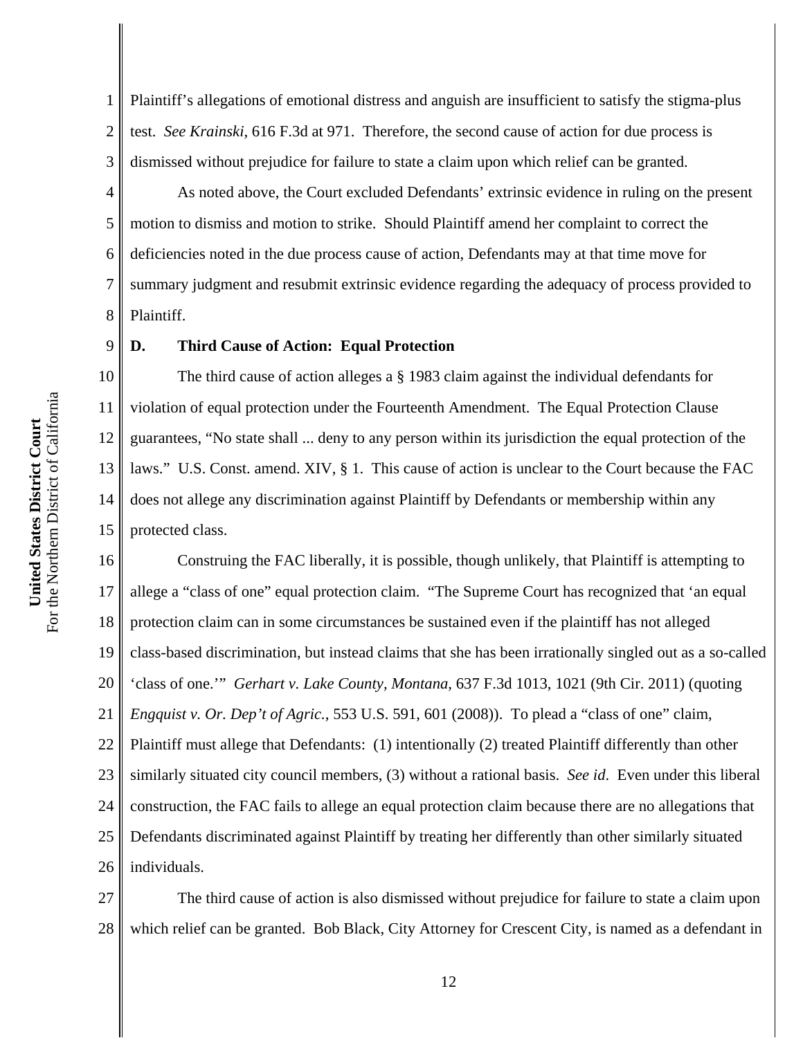Plaintiff's allegations of emotional distress and anguish are insufficient to satisfy the stigma-plus test. *See Krainski*, 616 F.3d at 971. Therefore, the second cause of action for due process is dismissed without prejudice for failure to state a claim upon which relief can be granted.

As noted above, the Court excluded Defendants' extrinsic evidence in ruling on the present motion to dismiss and motion to strike. Should Plaintiff amend her complaint to correct the deficiencies noted in the due process cause of action, Defendants may at that time move for summary judgment and resubmit extrinsic evidence regarding the adequacy of process provided to Plaintiff.

### D. Third Cause of Action: Equal Protection

The third cause of action alleges a § 1983 claim against the individual defendants for violation of equal protection under the Fourteenth Amendment. The Equal Protection Clause guarantees, "No state shall ... deny to any person within its jurisdiction the equal protection of the laws." U.S. Const. amend. XIV, § 1. This cause of action is unclear to the Court because the FAC does not allege any discrimination against Plaintiff by Defendants or membership within any protected class.

Construing the FAC liberally, it is possible, though unlikely, that Plaintiff is attempting to allege a "class of one" equal protection claim. "The Supreme Court has recognized that 'an equal protection claim can in some circumstances be sustained even if the plaintiff has not alleged class-based discrimination, but instead claims that she has been irrationally singled out as a so-called 'class of one.'" *Gerhart v. Lake County, Montana*, 637 F.3d 1013, 1021 (9th Cir. 2011) (quoting *Engquist v. Or. Dep't of Agric.*, 553 U.S. 591, 601 (2008)). To plead a "class of one" claim, Plaintiff must allege that Defendants: (1) intentionally (2) treated Plaintiff differently than other similarly situated city council members, (3) without a rational basis. *See id*. Even under this liberal construction, the FAC fails to allege an equal protection claim because there are no allegations that Defendants discriminated against Plaintiff by treating her differently than other similarly situated individuals.

The third cause of action is also dismissed without prejudice for failure to state a claim upon which relief can be granted. Bob Black, City Attorney for Crescent City, is named as a defendant in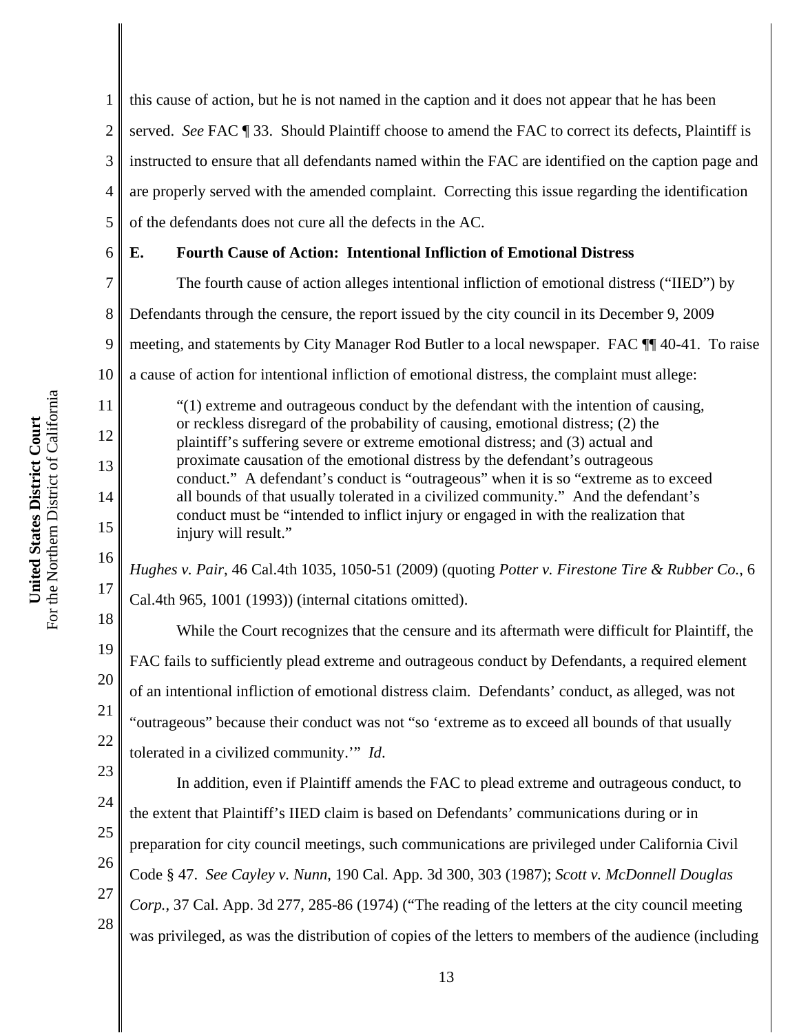this cause of action, but he is not named in the caption and it does not appear that he has been served. *See* FAC ¶ 33. Should Plaintiff choose to amend the FAC to correct its defects, Plaintiff is instructed to ensure that all defendants named within the FAC are identified on the caption page and are properly served with the amended complaint. Correcting this issue regarding the identification of the defendants does not cure all the defects in the AC.

**E. Fourth Cause of Action: Intentional Infliction of Emotional Distress**

The fourth cause of action alleges intentional infliction of emotional distress ("IIED") by Defendants through the censure, the report issued by the city council in its December 9, 2009 meeting, and statements by City Manager Rod Butler to a local newspaper. FAC ¶¶ 40-41. To raise a cause of action for intentional infliction of emotional distress, the complaint must allege:

> "(1) extreme and outrageous conduct by the defendant with the intention of causing, or reckless disregard of the probability of causing, emotional distress; (2) the plaintiff's suffering severe or extreme emotional distress; and (3) actual and proximate causation of the emotional distress by the defendant's outrageous conduct." A defendant's conduct is "outrageous" when it is so "extreme as to exceed all bounds of that usually tolerated in a civilized community." And the defendant's conduct must be "intended to inflict injury or engaged in with the realization that injury will result."

*Hughes v. Pair*, 46 Cal.4th 1035, 1050-51 (2009) (quoting *Potter v. Firestone Tire & Rubber Co.*, 6 Cal.4th 965, 1001 (1993)) (internal citations omitted).

While the Court recognizes that the censure and its aftermath were difficult for Plaintiff, the FAC fails to sufficiently plead extreme and outrageous conduct by Defendants, a required element of an intentional infliction of emotional distress claim. Defendants' conduct, as alleged, was not "outrageous" because their conduct was not "so 'extreme as to exceed all bounds of that usually tolerated in a civilized community.'" *Id*.

In addition, even if Plaintiff amends the FAC to plead extreme and outrageous conduct, to the extent that Plaintiff's IIED claim is based on Defendants' communications during or in preparation for city council meetings, such communications are privileged under California Civil Code § 47. *See Cayley v. Nunn*, 190 Cal. App. 3d 300, 303 (1987); *Scott v. McDonnell Douglas Corp.*, 37 Cal. App. 3d 277, 285-86 (1974) ("The reading of the letters at the city council meeting was privileged, as was the distribution of copies of the letters to members of the audience (including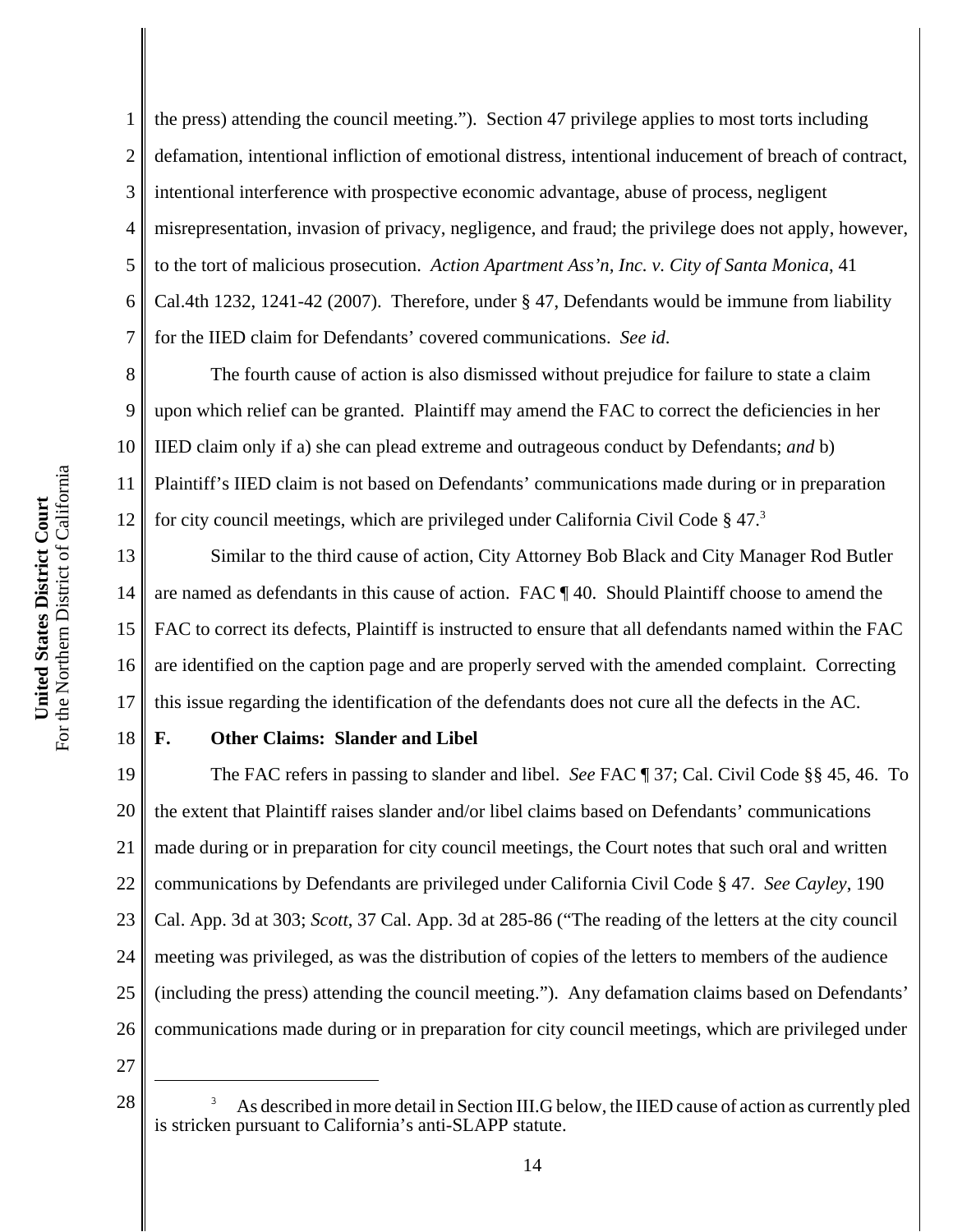the press) attending the council meeting."). Section 47 privilege applies to most torts including defamation, intentional infliction of emotional distress, intentional inducement of breach of contract, intentional interference with prospective economic advantage, abuse of process, negligent misrepresentation, invasion of privacy, negligence, and fraud; the privilege does not apply, however, to the tort of malicious prosecution. *Action Apartment Ass'n, Inc. v. City of Santa Monica*, 41 Cal.4th 1232, 1241-42 (2007). Therefore, under § 47, Defendants would be immune from liability for the IIED claim for Defendants' covered communications. *See id.*

The fourth cause of action is also dismissed without prejudice for failure to state a claim upon which relief can be granted. Plaintiff may amend the FAC to correct the deficiencies in her IIED claim only if a) she can plead extreme and outrageous conduct by Defendants; *and* b) Plaintiff's IIED claim is not based on Defendants' communications made during or in preparation for city council meetings, which are privileged under California Civil Code § 47.[3]

Similar to the third cause of action, City Attorney Bob Black and City Manager Rod Butler are named as defendants in this cause of action. FAC ¶ 40. Should Plaintiff choose to amend the FAC to correct its defects, Plaintiff is instructed to ensure that all defendants named within the FAC are identified on the caption page and are properly served with the amended complaint. Correcting this issue regarding the identification of the defendants does not cure all the defects in the AC.

**F. Other Claims: Slander and Libel**

The FAC refers in passing to slander and libel. *See* FAC ¶ 37; Cal. Civil Code §§ 45, 46. To the extent that Plaintiff raises slander and/or libel claims based on Defendants' communications made during or in preparation for city council meetings, the Court notes that such oral and written communications by Defendants are privileged under California Civil Code § 47. *See Cayley*, 190 Cal. App. 3d at 303; *Scott*, 37 Cal. App. 3d at 285-86 ("The reading of the letters at the city council meeting was privileged, as was the distribution of copies of the letters to members of the audience (including the press) attending the council meeting."). Any defamation claims based on Defendants' communications made during or in preparation for city council meetings, which are privileged under

---

[3] As described in more detail in Section III.G below, the IIED cause of action as currently pled is stricken pursuant to California's anti-SLAPP statute.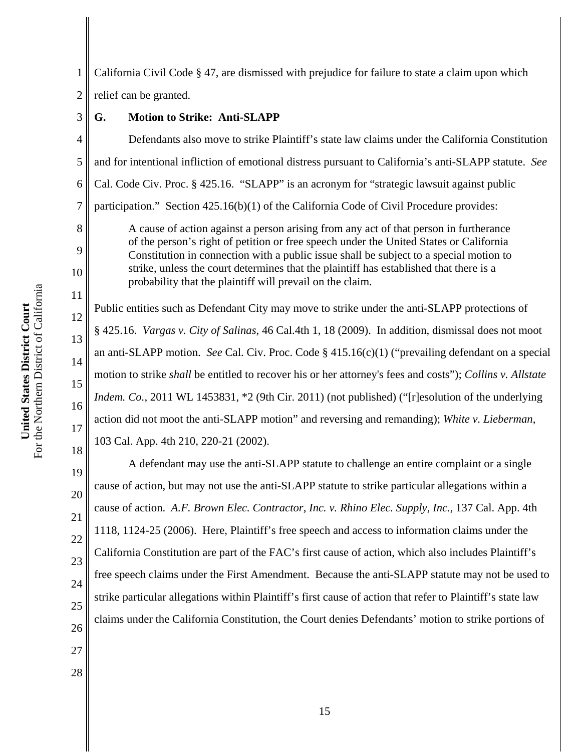California Civil Code § 47, are dismissed with prejudice for failure to state a claim upon which relief can be granted.

**G. Motion to Strike: Anti-SLAPP**

Defendants also move to strike Plaintiff's state law claims under the California Constitution and for intentional infliction of emotional distress pursuant to California's anti-SLAPP statute. *See* Cal. Code Civ. Proc. § 425.16. "SLAPP" is an acronym for "strategic lawsuit against public participation." Section 425.16(b)(1) of the California Code of Civil Procedure provides:

> A cause of action against a person arising from any act of that person in furtherance of the person's right of petition or free speech under the United States or California Constitution in connection with a public issue shall be subject to a special motion to strike, unless the court determines that the plaintiff has established that there is a probability that the plaintiff will prevail on the claim.

Public entities such as Defendant City may move to strike under the anti-SLAPP protections of § 425.16. *Vargas v. City of Salinas*, 46 Cal.4th 1, 18 (2009). In addition, dismissal does not moot an anti-SLAPP motion. *See* Cal. Civ. Proc. Code § 415.16(c)(1) ("prevailing defendant on a special motion to strike *shall* be entitled to recover his or her attorney's fees and costs"); *Collins v. Allstate Indem. Co.*, 2011 WL 1453831, *2 (9th Cir. 2011) (not published) ("[r]esolution of the underlying action did not moot the anti-SLAPP motion" and reversing and remanding); *White v. Lieberman*, 103 Cal. App. 4th 210, 220-21 (2002).

A defendant may use the anti-SLAPP statute to challenge an entire complaint or a single cause of action, but may not use the anti-SLAPP statute to strike particular allegations within a cause of action. *A.F. Brown Elec. Contractor, Inc. v. Rhino Elec. Supply, Inc.*, 137 Cal. App. 4th 1118, 1124-25 (2006). Here, Plaintiff's free speech and access to information claims under the California Constitution are part of the FAC's first cause of action, which also includes Plaintiff's free speech claims under the First Amendment. Because the anti-SLAPP statute may not be used to strike particular allegations within Plaintiff's first cause of action that refer to Plaintiff's state law claims under the California Constitution, the Court denies Defendants' motion to strike portions of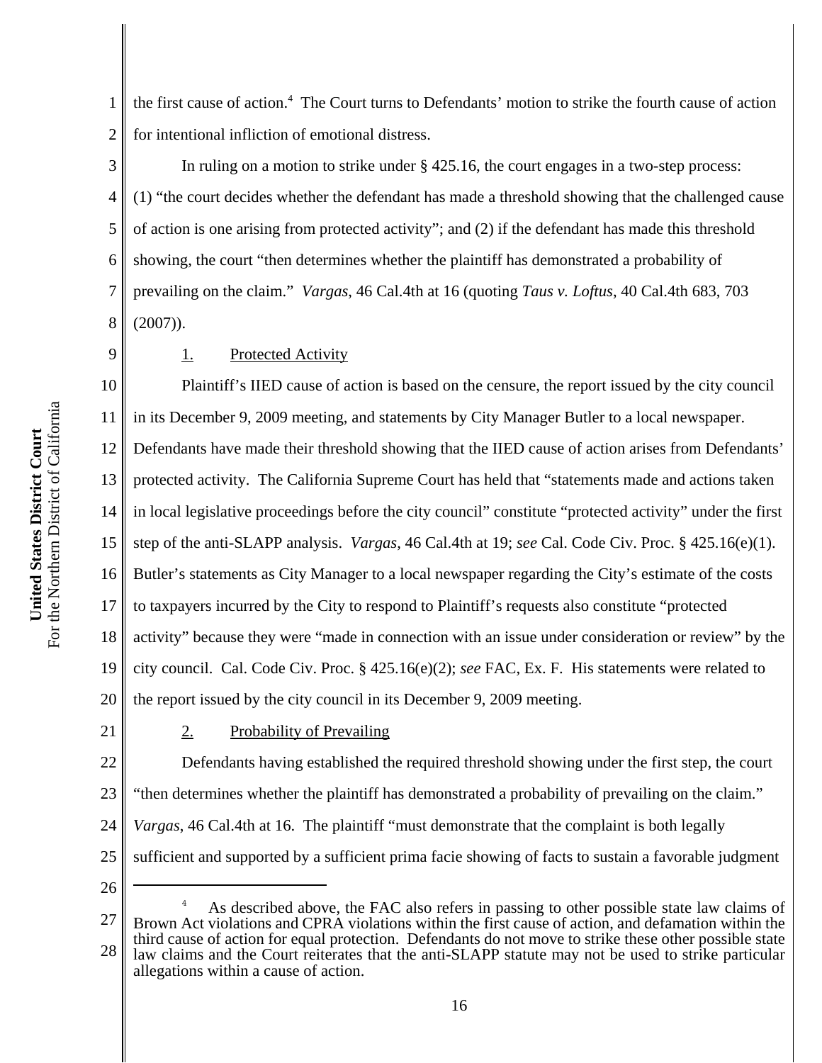the first cause of action.[4] The Court turns to Defendants' motion to strike the fourth cause of action for intentional infliction of emotional distress.

In ruling on a motion to strike under § 425.16, the court engages in a two-step process: (1) "the court decides whether the defendant has made a threshold showing that the challenged cause of action is one arising from protected activity"; and (2) if the defendant has made this threshold showing, the court "then determines whether the plaintiff has demonstrated a probability of prevailing on the claim." *Vargas*, 46 Cal.4th at 16 (quoting *Taus v. Loftus*, 40 Cal.4th 683, 703 (2007)).

1. Protected Activity

Plaintiff's IIED cause of action is based on the censure, the report issued by the city council in its December 9, 2009 meeting, and statements by City Manager Butler to a local newspaper. Defendants have made their threshold showing that the IIED cause of action arises from Defendants' protected activity. The California Supreme Court has held that "statements made and actions taken in local legislative proceedings before the city council" constitute "protected activity" under the first step of the anti-SLAPP analysis. *Vargas*, 46 Cal.4th at 19; *see* Cal. Code Civ. Proc. § 425.16(e)(1). Butler's statements as City Manager to a local newspaper regarding the City's estimate of the costs to taxpayers incurred by the City to respond to Plaintiff's requests also constitute "protected activity" because they were "made in connection with an issue under consideration or review" by the city council. Cal. Code Civ. Proc. § 425.16(e)(2); *see* FAC, Ex. F. His statements were related to the report issued by the city council in its December 9, 2009 meeting.

2. Probability of Prevailing

Defendants having established the required threshold showing under the first step, the court "then determines whether the plaintiff has demonstrated a probability of prevailing on the claim." *Vargas*, 46 Cal.4th at 16. The plaintiff "must demonstrate that the complaint is both legally sufficient and supported by a sufficient prima facie showing of facts to sustain a favorable judgment

---

[4] As described above, the FAC also refers in passing to other possible state law claims of Brown Act violations and CPRA violations within the first cause of action, and defamation within the third cause of action for equal protection. Defendants do not move to strike these other possible state law claims and the Court reiterates that the anti-SLAPP statute may not be used to strike particular allegations within a cause of action.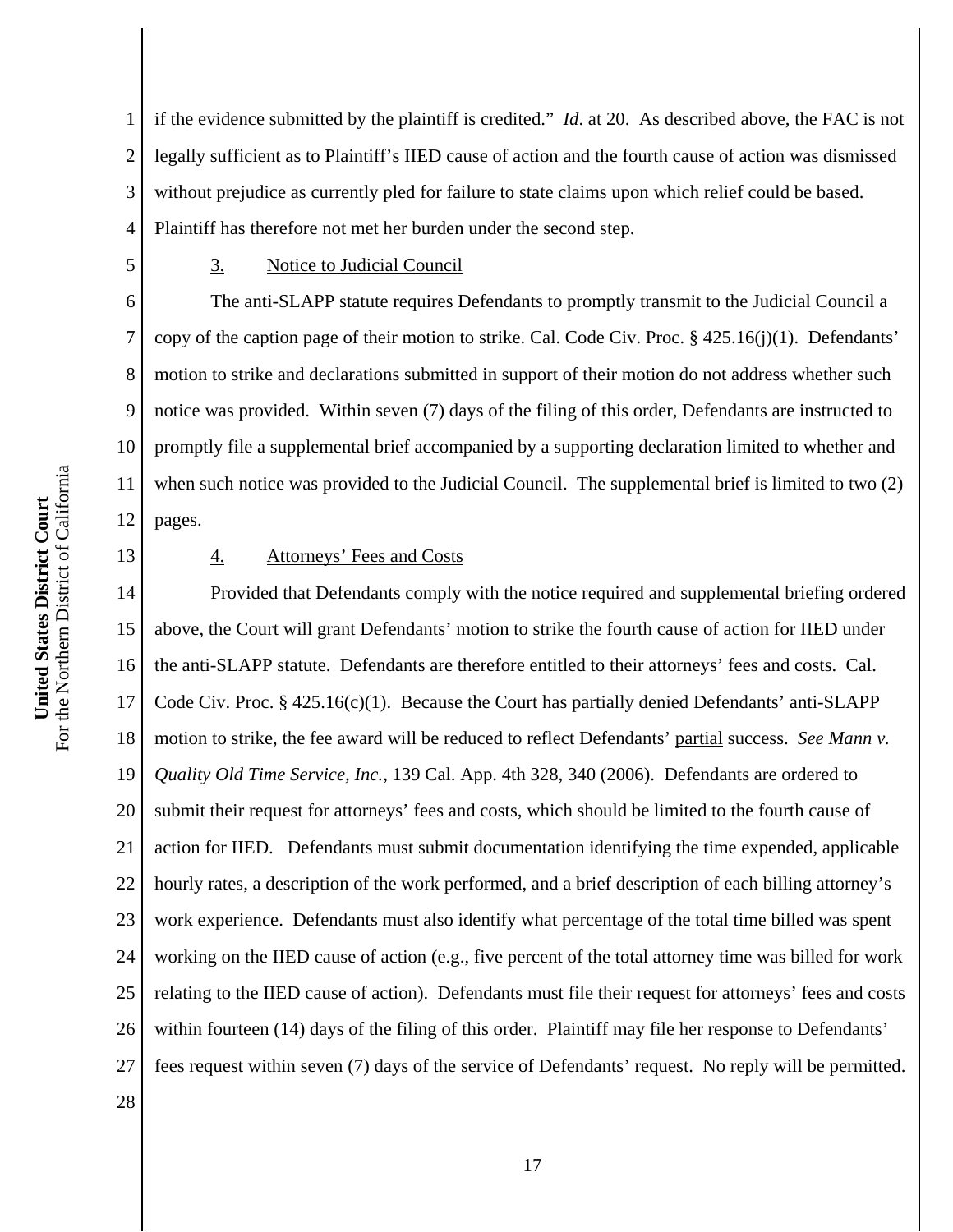if the evidence submitted by the plaintiff is credited." *Id*. at 20. As described above, the FAC is not legally sufficient as to Plaintiff's IIED cause of action and the fourth cause of action was dismissed without prejudice as currently pled for failure to state claims upon which relief could be based. Plaintiff has therefore not met her burden under the second step.

### 3. Notice to Judicial Council

The anti-SLAPP statute requires Defendants to promptly transmit to the Judicial Council a copy of the caption page of their motion to strike. Cal. Code Civ. Proc. § 425.16(j)(1). Defendants' motion to strike and declarations submitted in support of their motion do not address whether such notice was provided. Within seven (7) days of the filing of this order, Defendants are instructed to promptly file a supplemental brief accompanied by a supporting declaration limited to whether and when such notice was provided to the Judicial Council. The supplemental brief is limited to two (2) pages.

### 4. Attorneys' Fees and Costs

Provided that Defendants comply with the notice required and supplemental briefing ordered above, the Court will grant Defendants' motion to strike the fourth cause of action for IIED under the anti-SLAPP statute. Defendants are therefore entitled to their attorneys' fees and costs. Cal. Code Civ. Proc. § 425.16(c)(1). Because the Court has partially denied Defendants' anti-SLAPP motion to strike, the fee award will be reduced to reflect Defendants' partial success. *See Mann v. Quality Old Time Service, Inc.*, 139 Cal. App. 4th 328, 340 (2006). Defendants are ordered to submit their request for attorneys' fees and costs, which should be limited to the fourth cause of action for IIED. Defendants must submit documentation identifying the time expended, applicable hourly rates, a description of the work performed, and a brief description of each billing attorney's work experience. Defendants must also identify what percentage of the total time billed was spent working on the IIED cause of action (e.g., five percent of the total attorney time was billed for work relating to the IIED cause of action). Defendants must file their request for attorneys' fees and costs within fourteen (14) days of the filing of this order. Plaintiff may file her response to Defendants' fees request within seven (7) days of the service of Defendants' request. No reply will be permitted.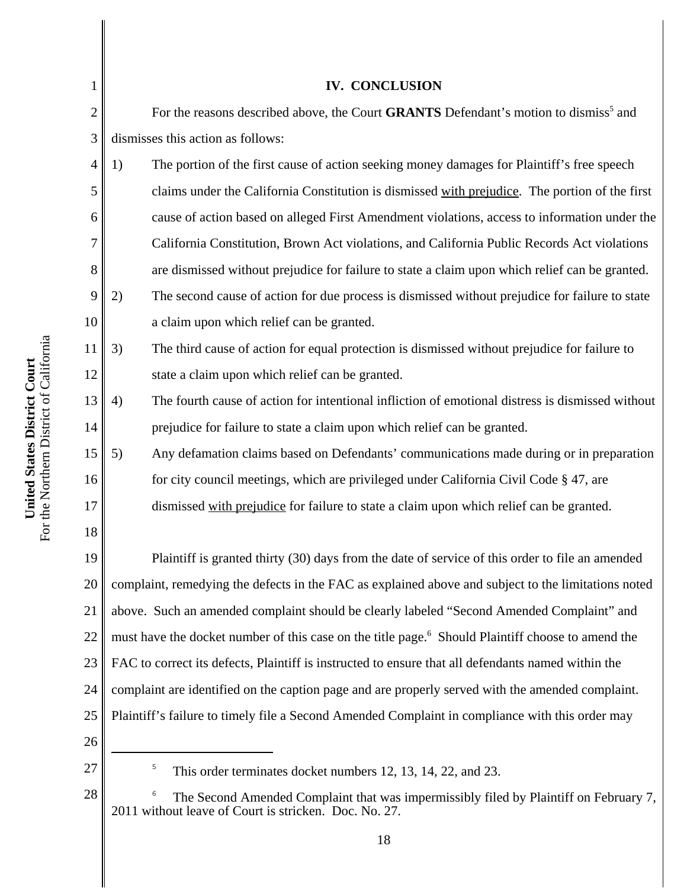## IV. CONCLUSION

For the reasons described above, the Court **GRANTS** Defendant's motion to dismiss[5] and dismisses this action as follows:

1) The portion of the first cause of action seeking money damages for Plaintiff's free speech claims under the California Constitution is dismissed with prejudice. The portion of the first cause of action based on alleged First Amendment violations, access to information under the California Constitution, Brown Act violations, and California Public Records Act violations are dismissed without prejudice for failure to state a claim upon which relief can be granted.

2) The second cause of action for due process is dismissed without prejudice for failure to state a claim upon which relief can be granted.

3) The third cause of action for equal protection is dismissed without prejudice for failure to state a claim upon which relief can be granted.

4) The fourth cause of action for intentional infliction of emotional distress is dismissed without prejudice for failure to state a claim upon which relief can be granted.

5) Any defamation claims based on Defendants' communications made during or in preparation for city council meetings, which are privileged under California Civil Code § 47, are dismissed with prejudice for failure to state a claim upon which relief can be granted.

Plaintiff is granted thirty (30) days from the date of service of this order to file an amended complaint, remedying the defects in the FAC as explained above and subject to the limitations noted above. Such an amended complaint should be clearly labeled "Second Amended Complaint" and must have the docket number of this case on the title page.[6] Should Plaintiff choose to amend the FAC to correct its defects, Plaintiff is instructed to ensure that all defendants named within the complaint are identified on the caption page and are properly served with the amended complaint. Plaintiff's failure to timely file a Second Amended Complaint in compliance with this order may

---

[5] This order terminates docket numbers 12, 13, 14, 22, and 23.

[6] The Second Amended Complaint that was impermissibly filed by Plaintiff on February 7, 2011 without leave of Court is stricken. Doc. No. 27.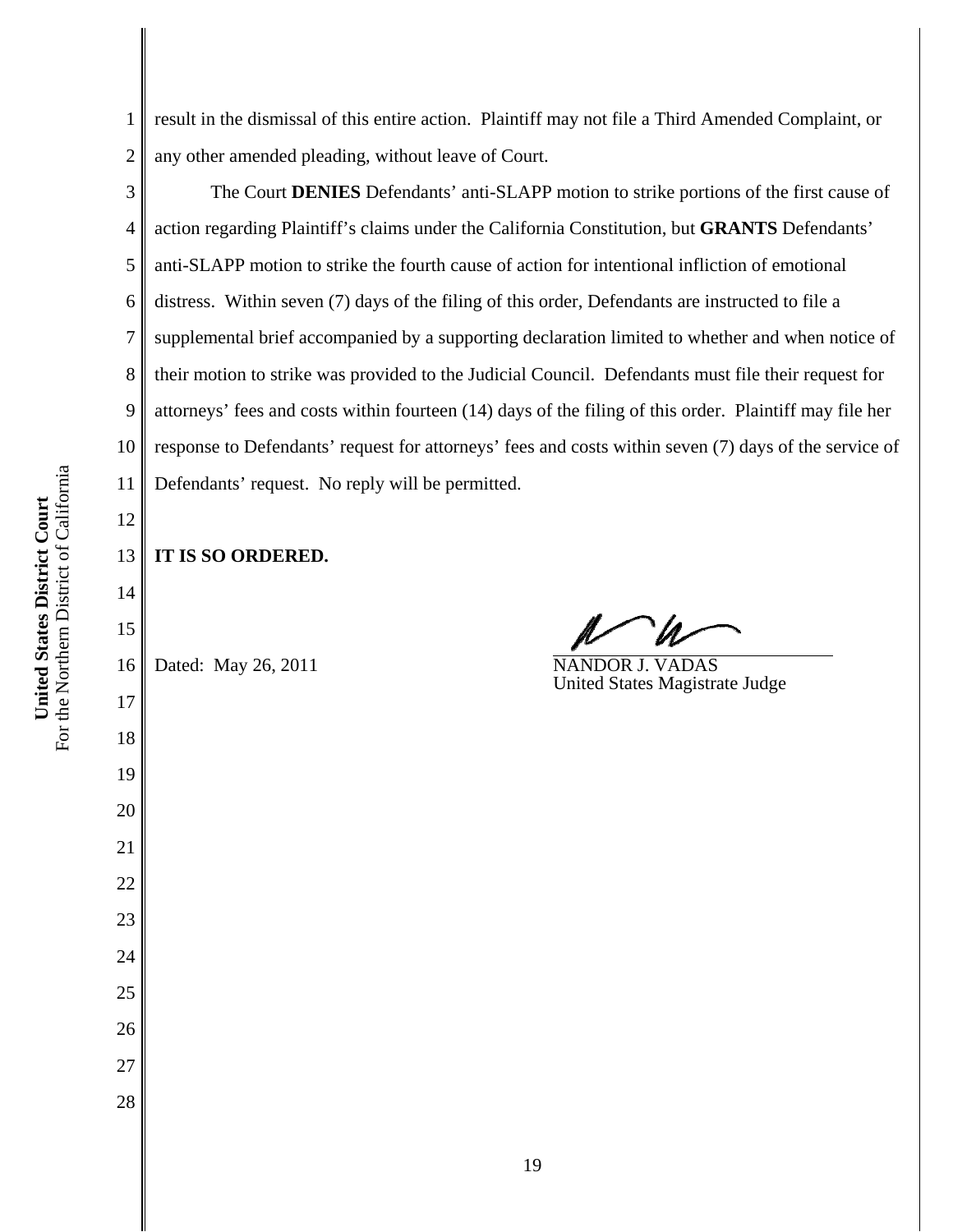result in the dismissal of this entire action. Plaintiff may not file a Third Amended Complaint, or any other amended pleading, without leave of Court.

The Court **DENIES** Defendants' anti-SLAPP motion to strike portions of the first cause of action regarding Plaintiff's claims under the California Constitution, but **GRANTS** Defendants' anti-SLAPP motion to strike the fourth cause of action for intentional infliction of emotional distress. Within seven (7) days of the filing of this order, Defendants are instructed to file a supplemental brief accompanied by a supporting declaration limited to whether and when notice of their motion to strike was provided to the Judicial Council. Defendants must file their request for attorneys' fees and costs within fourteen (14) days of the filing of this order. Plaintiff may file her response to Defendants' request for attorneys' fees and costs within seven (7) days of the service of Defendants' request. No reply will be permitted.

**IT IS SO ORDERED.**

Dated: May 26, 2011

NANDOR J. VADAS
United States Magistrate Judge